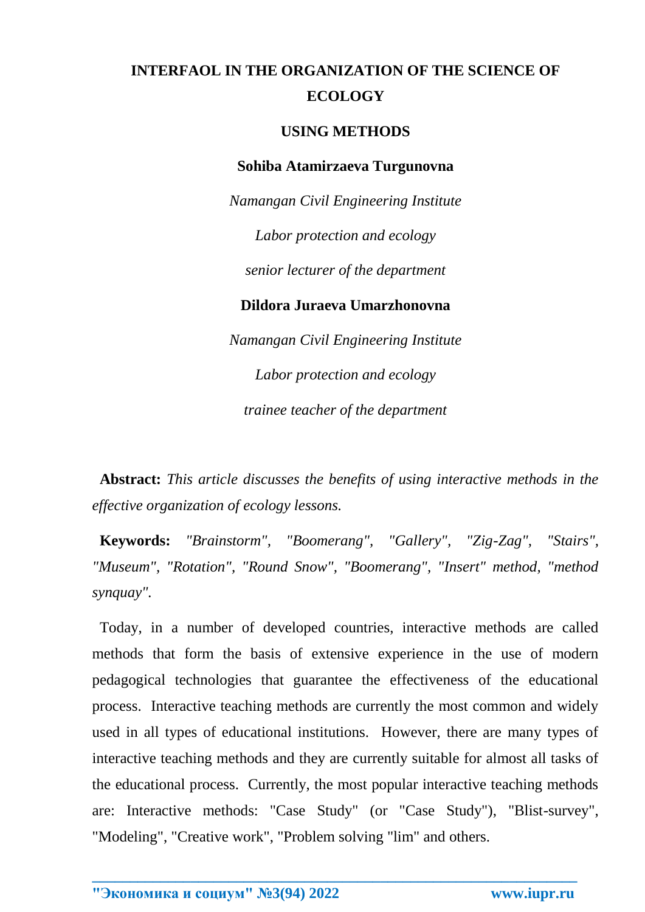# INTERFAOL IN THE ORGANIZATION OF THE SCIENCE OF ECOLOGY

## USING METHODS

**Sohiba Atamirzaeva Turgunovna**

*Namangan Civil Engineering Institute*

*Labor protection and ecology*

*senior lecturer of the department*

**Dildora Juraeva Umarzhonovna**

*Namangan Civil Engineering Institute*

*Labor protection and ecology*

*trainee teacher of the department*

**Abstract:** *This article discusses the benefits of using interactive methods in the effective organization of ecology lessons.*

**Keywords:** *"Brainstorm", "Boomerang", "Gallery", "Zig-Zag", "Stairs", "Museum", "Rotation", "Round Snow", "Boomerang", "Insert" method, "method synquay".*

Today, in a number of developed countries, interactive methods are called methods that form the basis of extensive experience in the use of modern pedagogical technologies that guarantee the effectiveness of the educational process. Interactive teaching methods are currently the most common and widely used in all types of educational institutions. However, there are many types of interactive teaching methods and they are currently suitable for almost all tasks of the educational process. Currently, the most popular interactive teaching methods are: Interactive methods: "Case Study" (or "Case Study"), "Blist-survey", "Modeling", "Creative work", "Problem solving "lim" and others.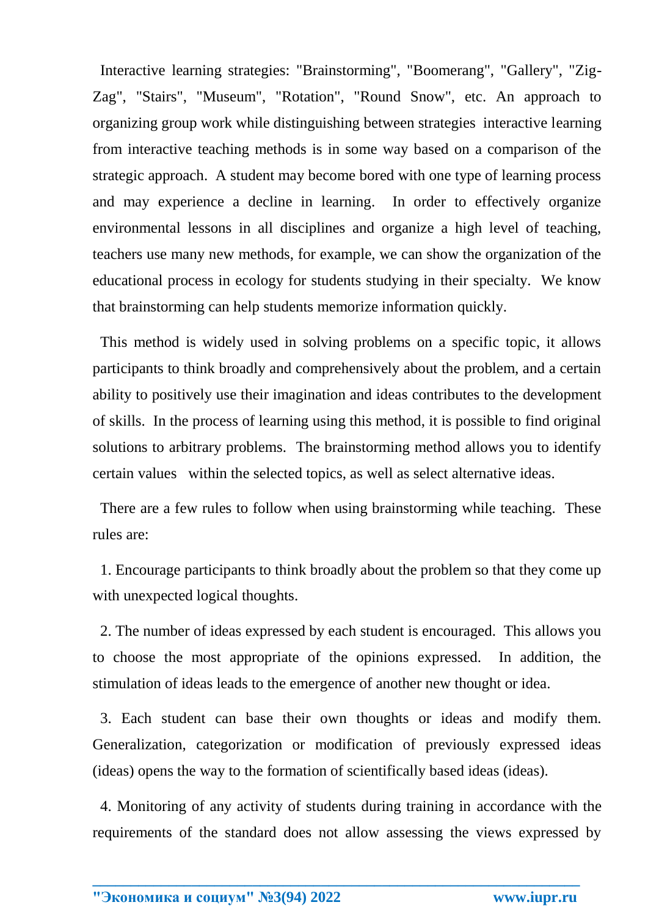Interactive learning strategies: "Brainstorming", "Boomerang", "Gallery", "Zig-Zag", "Stairs", "Museum", "Rotation", "Round Snow", etc. An approach to organizing group work while distinguishing between strategies interactive learning from interactive teaching methods is in some way based on a comparison of the strategic approach. A student may become bored with one type of learning process and may experience a decline in learning. In order to effectively organize environmental lessons in all disciplines and organize a high level of teaching, teachers use many new methods, for example, we can show the organization of the educational process in ecology for students studying in their specialty. We know that brainstorming can help students memorize information quickly.

This method is widely used in solving problems on a specific topic, it allows participants to think broadly and comprehensively about the problem, and a certain ability to positively use their imagination and ideas contributes to the development of skills. In the process of learning using this method, it is possible to find original solutions to arbitrary problems. The brainstorming method allows you to identify certain values within the selected topics, as well as select alternative ideas.

There are a few rules to follow when using brainstorming while teaching. These rules are:

1. Encourage participants to think broadly about the problem so that they come up with unexpected logical thoughts.

2. The number of ideas expressed by each student is encouraged. This allows you to choose the most appropriate of the opinions expressed. In addition, the stimulation of ideas leads to the emergence of another new thought or idea.

3. Each student can base their own thoughts or ideas and modify them. Generalization, categorization or modification of previously expressed ideas (ideas) opens the way to the formation of scientifically based ideas (ideas).

4. Monitoring of any activity of students during training in accordance with the requirements of the standard does not allow assessing the views expressed by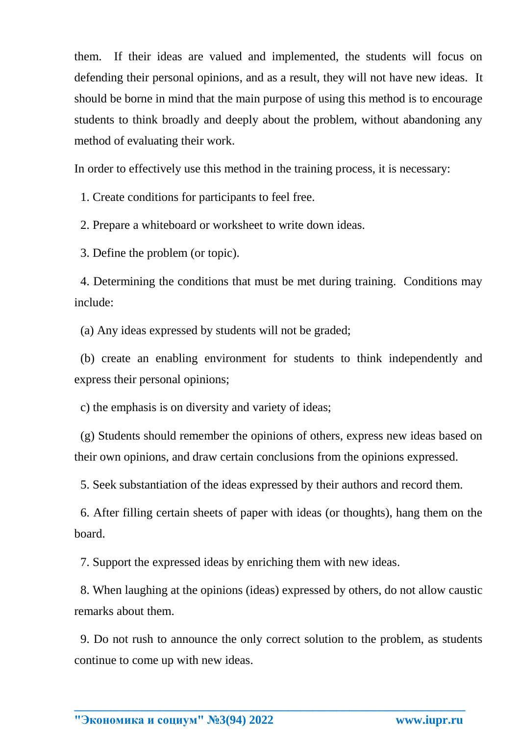them. If their ideas are valued and implemented, the students will focus on defending their personal opinions, and as a result, they will not have new ideas. It should be borne in mind that the main purpose of using this method is to encourage students to think broadly and deeply about the problem, without abandoning any method of evaluating their work.

In order to effectively use this method in the training process, it is necessary:

1. Create conditions for participants to feel free.

2. Prepare a whiteboard or worksheet to write down ideas.

3. Define the problem (or topic).

4. Determining the conditions that must be met during training. Conditions may include:

(a) Any ideas expressed by students will not be graded;

(b) create an enabling environment for students to think independently and express their personal opinions;

c) the emphasis is on diversity and variety of ideas;

(g) Students should remember the opinions of others, express new ideas based on their own opinions, and draw certain conclusions from the opinions expressed.

5. Seek substantiation of the ideas expressed by their authors and record them.

6. After filling certain sheets of paper with ideas (or thoughts), hang them on the board.

7. Support the expressed ideas by enriching them with new ideas.

8. When laughing at the opinions (ideas) expressed by others, do not allow caustic remarks about them.

9. Do not rush to announce the only correct solution to the problem, as students continue to come up with new ideas.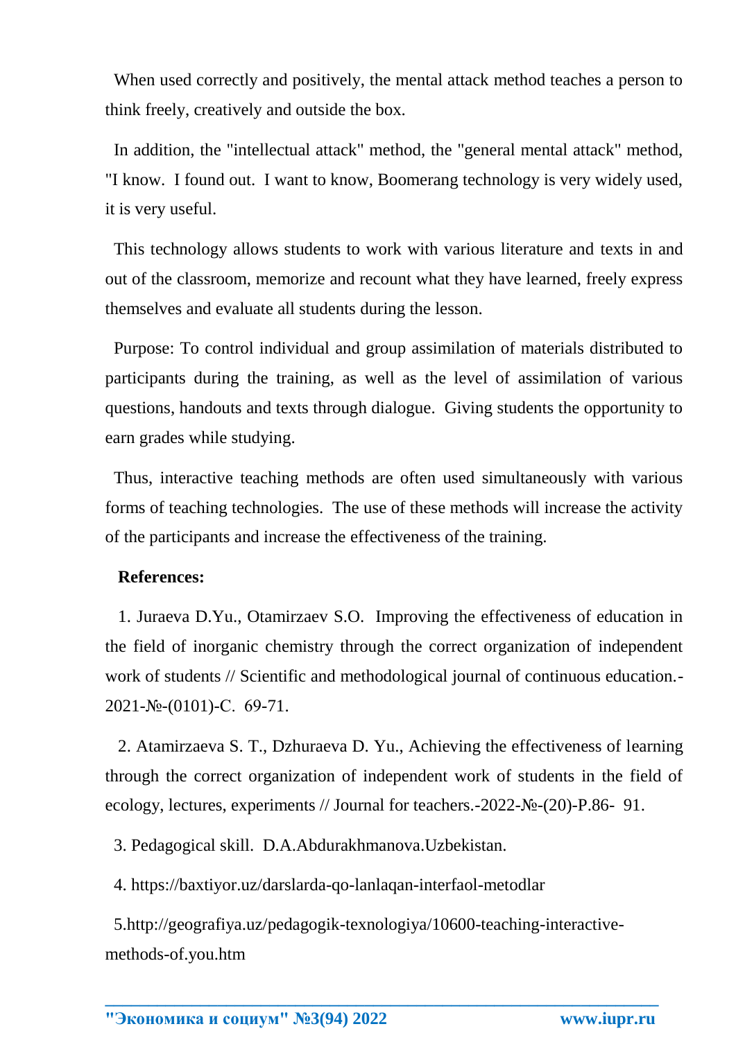When used correctly and positively, the mental attack method teaches a person to think freely, creatively and outside the box.

In addition, the "intellectual attack" method, the "general mental attack" method, "I know. I found out. I want to know, Boomerang technology is very widely used, it is very useful.

This technology allows students to work with various literature and texts in and out of the classroom, memorize and recount what they have learned, freely express themselves and evaluate all students during the lesson.

Purpose: To control individual and group assimilation of materials distributed to participants during the training, as well as the level of assimilation of various questions, handouts and texts through dialogue. Giving students the opportunity to earn grades while studying.

Thus, interactive teaching methods are often used simultaneously with various forms of teaching technologies. The use of these methods will increase the activity of the participants and increase the effectiveness of the training.

**References:**

1. Juraeva D.Yu., Otamirzaev S.O. Improving the effectiveness of education in the field of inorganic chemistry through the correct organization of independent work of students // Scientific and methodological journal of continuous education.-2021-№-(0101)-C. 69-71.

2. Atamirzaeva S. T., Dzhuraeva D. Yu., Achieving the effectiveness of learning through the correct organization of independent work of students in the field of ecology, lectures, experiments // Journal for teachers.-2022-№-(20)-P.86- 91.

3. Pedagogical skill. D.A.Abdurakhmanova.Uzbekistan.

4. https://baxtiyor.uz/darslarda-qo-lanlaqan-interfaol-metodlar

5. http://geografiya.uz/pedagogik-texnologiya/10600-teaching-interactive-methods-of.you.htm